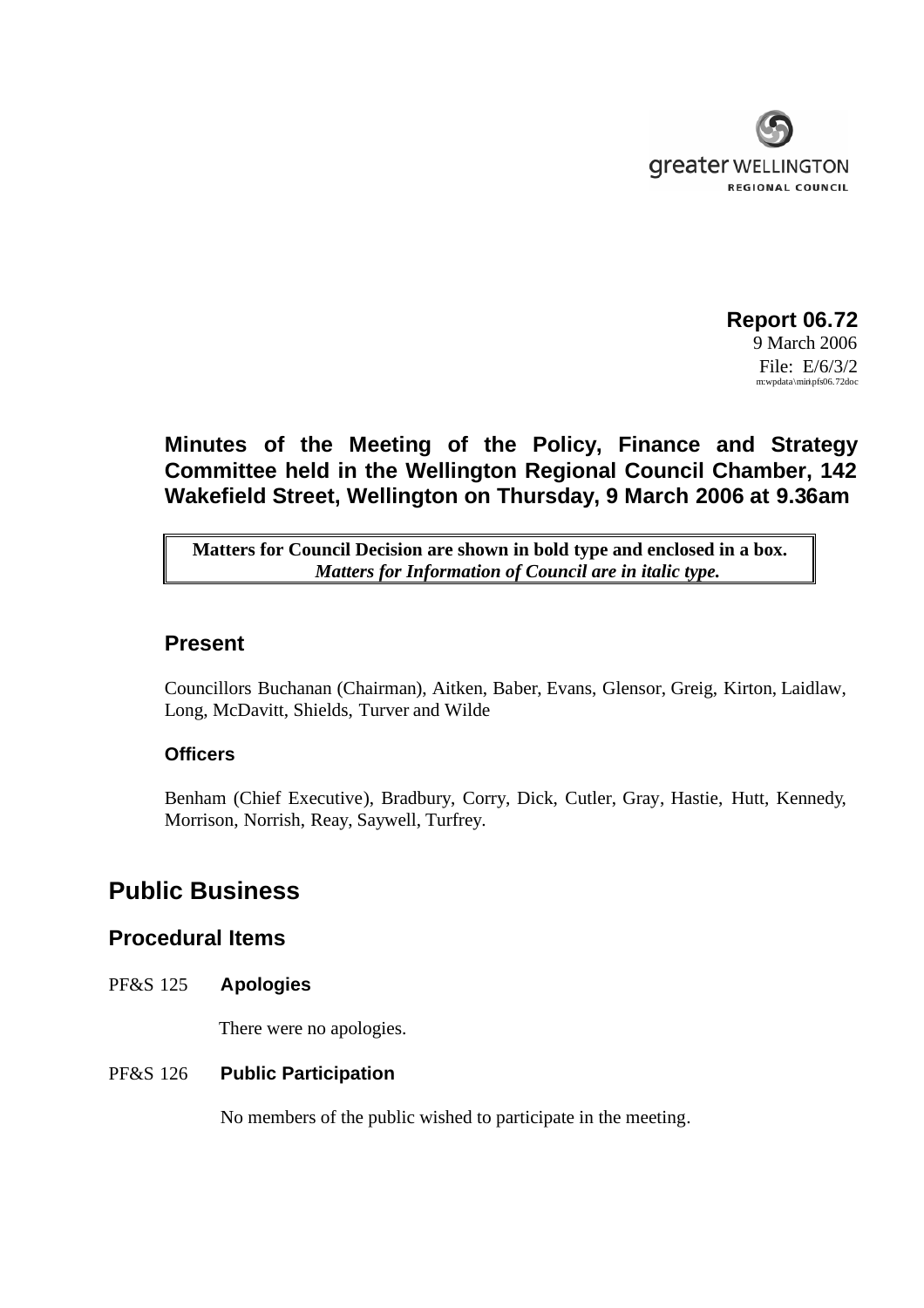greater WELLINGTON
REGIONAL COUNCIL

**Report 06.72**
9 March 2006
File: E/6/3/2
m:wpdata\min\pfs06.72doc

## Minutes of the Meeting of the Policy, Finance and Strategy Committee held in the Wellington Regional Council Chamber, 142 Wakefield Street, Wellington on Thursday, 9 March 2006 at 9.36am

| |
|---|
| **Matters for Council Decision are shown in bold type and enclosed in a box.** |
| ***Matters for Information of Council are in italic type.*** |

## Present

Councillors Buchanan (Chairman), Aitken, Baber, Evans, Glensor, Greig, Kirton, Laidlaw, Long, McDavitt, Shields, Turver and Wilde

### Officers

Benham (Chief Executive), Bradbury, Corry, Dick, Cutler, Gray, Hastie, Hutt, Kennedy, Morrison, Norrish, Reay, Saywell, Turfrey.

# Public Business

## Procedural Items

PF&S 125 **Apologies**

There were no apologies.

PF&S 126 **Public Participation**

No members of the public wished to participate in the meeting.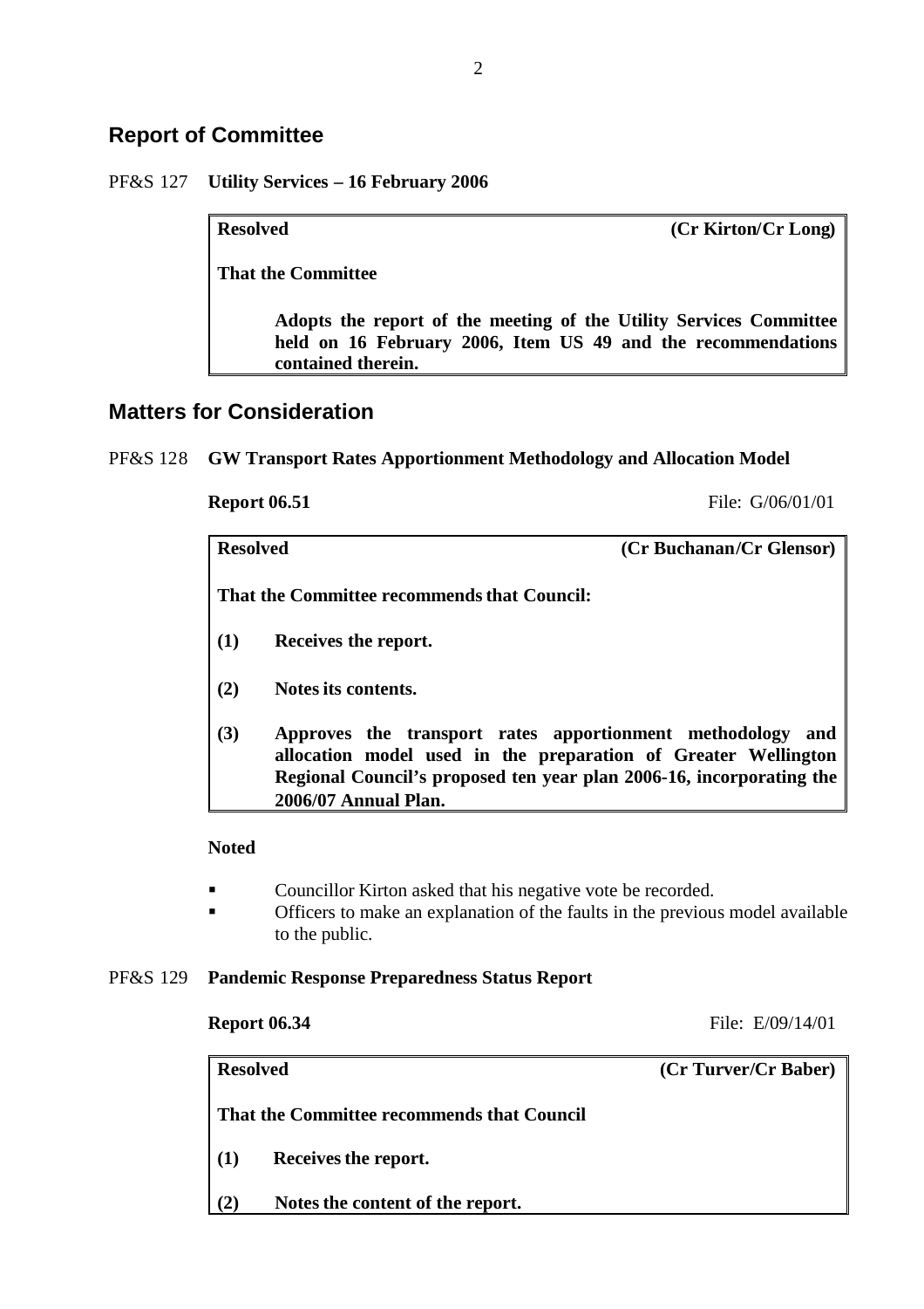## Report of Committee

PF&S 127 **Utility Services – 16 February 2006**

**Resolved** **(Cr Kirton/Cr Long)**

**That the Committee**

**Adopts the report of the meeting of the Utility Services Committee held on 16 February 2006, Item US 49 and the recommendations contained therein.**

## Matters for Consideration

PF&S 128 **GW Transport Rates Apportionment Methodology and Allocation Model**

**Report 06.51** File: G/06/01/01

**Resolved** **(Cr Buchanan/Cr Glensor)**

**That the Committee recommends that Council:**

**(1) Receives the report.**

**(2) Notes its contents.**

**(3) Approves the transport rates apportionment methodology and allocation model used in the preparation of Greater Wellington Regional Council's proposed ten year plan 2006-16, incorporating the 2006/07 Annual Plan.**

**Noted**

- Councillor Kirton asked that his negative vote be recorded.
- Officers to make an explanation of the faults in the previous model available to the public.

PF&S 129 **Pandemic Response Preparedness Status Report**

**Report 06.34** File: E/09/14/01

**Resolved** **(Cr Turver/Cr Baber)**

**That the Committee recommends that Council**

**(1) Receives the report.**

**(2) Notes the content of the report.**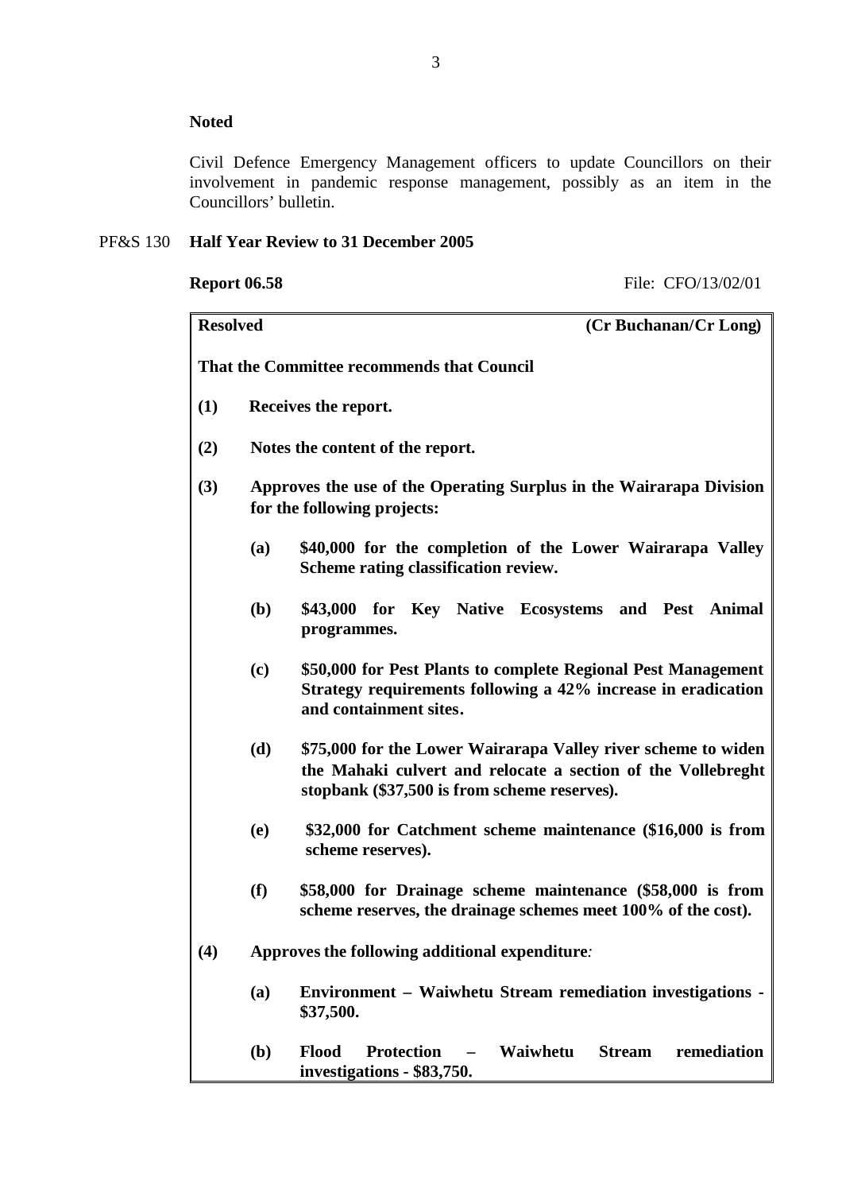**Noted**

Civil Defence Emergency Management officers to update Councillors on their involvement in pandemic response management, possibly as an item in the Councillors' bulletin.

PF&S 130 **Half Year Review to 31 December 2005**

**Report 06.58** File: CFO/13/02/01

**Resolved** **(Cr Buchanan/Cr Long)**

**That the Committee recommends that Council**

**(1) Receives the report.**

**(2) Notes the content of the report.**

**(3) Approves the use of the Operating Surplus in the Wairarapa Division for the following projects:**

**(a) \$40,000 for the completion of the Lower Wairarapa Valley Scheme rating classification review.**

**(b) \$43,000 for Key Native Ecosystems and Pest Animal programmes.**

**(c) \$50,000 for Pest Plants to complete Regional Pest Management Strategy requirements following a 42% increase in eradication and containment sites.**

**(d) \$75,000 for the Lower Wairarapa Valley river scheme to widen the Mahaki culvert and relocate a section of the Vollebreght stopbank (\$37,500 is from scheme reserves).**

**(e) \$32,000 for Catchment scheme maintenance (\$16,000 is from scheme reserves).**

**(f) \$58,000 for Drainage scheme maintenance (\$58,000 is from scheme reserves, the drainage schemes meet 100% of the cost).**

**(4) Approves the following additional expenditure:**

**(a) Environment – Waiwhetu Stream remediation investigations - \$37,500.**

**(b) Flood Protection – Waiwhetu Stream remediation investigations - \$83,750.**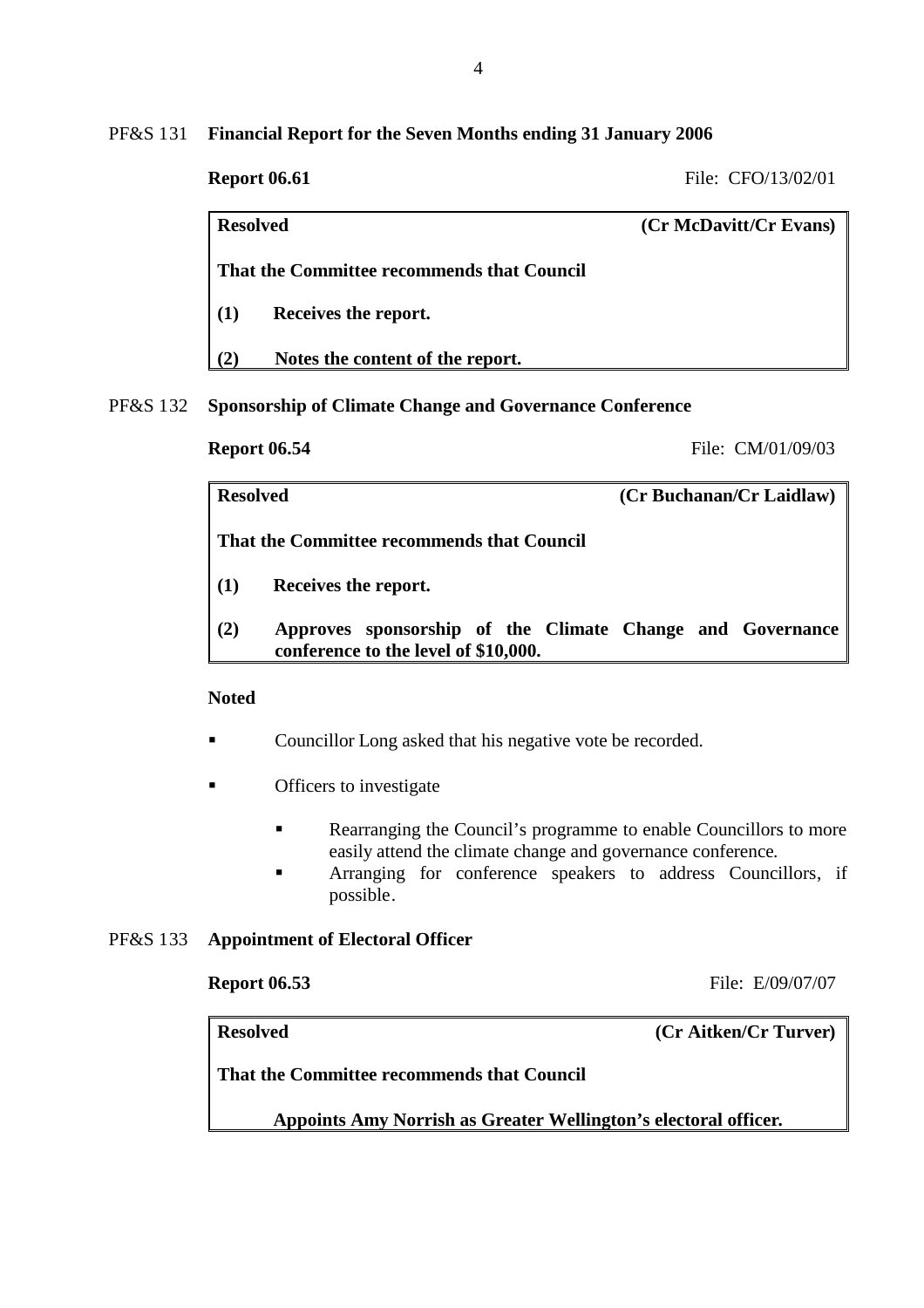PF&S 131 **Financial Report for the Seven Months ending 31 January 2006**

**Report 06.61** File: CFO/13/02/01

**Resolved** **(Cr McDavitt/Cr Evans)**

**That the Committee recommends that Council**

**(1) Receives the report.**

**(2) Notes the content of the report.**

PF&S 132 **Sponsorship of Climate Change and Governance Conference**

**Report 06.54** File: CM/01/09/03

**Resolved** **(Cr Buchanan/Cr Laidlaw)**

**That the Committee recommends that Council**

**(1) Receives the report.**

**(2) Approves sponsorship of the Climate Change and Governance conference to the level of $10,000.**

**Noted**

- Councillor Long asked that his negative vote be recorded.
- Officers to investigate
  - Rearranging the Council's programme to enable Councillors to more easily attend the climate change and governance conference.
  - Arranging for conference speakers to address Councillors, if possible.

PF&S 133 **Appointment of Electoral Officer**

**Report 06.53** File: E/09/07/07

**Resolved** **(Cr Aitken/Cr Turver)**

**That the Committee recommends that Council**

**Appoints Amy Norrish as Greater Wellington's electoral officer.**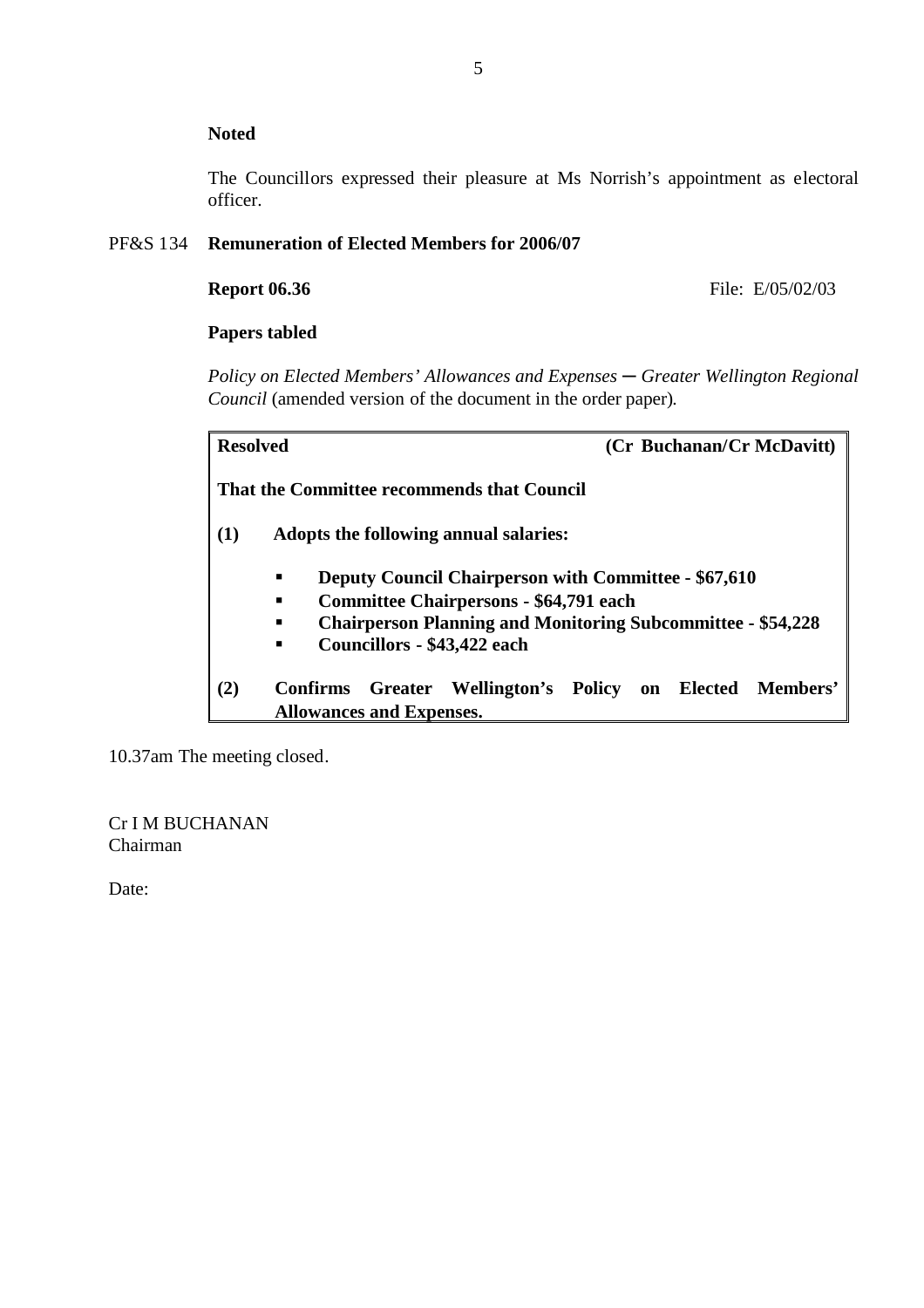**Noted**

The Councillors expressed their pleasure at Ms Norrish's appointment as electoral officer.

PF&S 134 **Remuneration of Elected Members for 2006/07**

**Report 06.36** File: E/05/02/03

**Papers tabled**

*Policy on Elected Members' Allowances and Expenses – Greater Wellington Regional Council* (amended version of the document in the order paper).

**Resolved** **(Cr Buchanan/Cr McDavitt)**

**That the Committee recommends that Council**

**(1) Adopts the following annual salaries:**

- **Deputy Council Chairperson with Committee - $67,610**
- **Committee Chairpersons - $64,791 each**
- **Chairperson Planning and Monitoring Subcommittee - $54,228**
- **Councillors - $43,422 each**

**(2) Confirms Greater Wellington's Policy on Elected Members' Allowances and Expenses.**

10.37am The meeting closed.

Cr I M BUCHANAN
Chairman

Date: